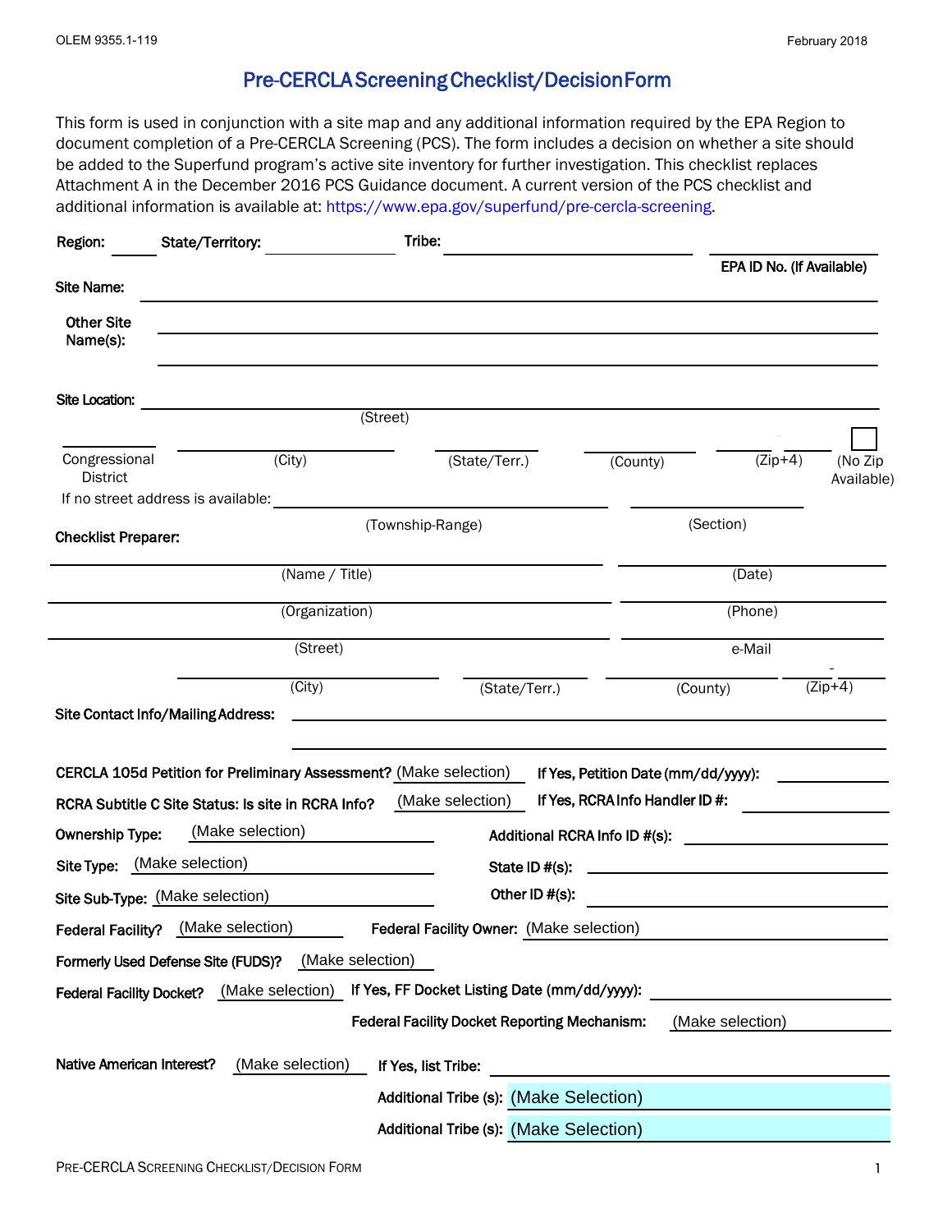OLEM 9355.1-119

February 2018

# Pre-CERCLA Screening Checklist/Decision Form

This form is used in conjunction with a site map and any additional information required by the EPA Region to document completion of a Pre-CERCLA Screening (PCS). The form includes a decision on whether a site should be added to the Superfund program's active site inventory for further investigation. This checklist replaces Attachment A in the December 2016 PCS Guidance document. A current version of the PCS checklist and additional information is available at: https://www.epa.gov/superfund/pre-cercla-screening.

**Region:** ______ **State/Territory:** ______________ **Tribe:** ______________________ ______________ **EPA ID No. (If Available)**

**Site Name:** ____________________________________________

**Other Site Name(s):** ____________________________________________

____________________________________________

**Site Location:** ____________________________________________
(Street)

______ Congressional District ______________ (City) ______________ (State/Terr.) ______________ (County) ______ - ______ (Zip+4) ☐ (No Zip Available)

If no street address is available: ______________________ (Township-Range) ______________ (Section)

**Checklist Preparer:**

______________________________ (Name / Title) ______________ (Date)

______________________________ (Organization) ______________ (Phone)

______________________________ (Street) ______________ e-Mail

______________ (City) ______________ (State/Terr.) ______________ (County) ______ - ______ (Zip+4)

**Site Contact Info/Mailing Address:** ____________________________________________

____________________________________________

**CERCLA 105d Petition for Preliminary Assessment?** (Make selection) **If Yes, Petition Date (mm/dd/yyyy):** ______________

**RCRA Subtitle C Site Status: Is site in RCRA Info?** (Make selection) **If Yes, RCRA Info Handler ID #:** ______________

**Ownership Type:** (Make selection) **Additional RCRA Info ID #(s):** ______________

**Site Type:** (Make selection) **State ID #(s):** ______________

**Site Sub-Type:** (Make selection) **Other ID #(s):** ______________

**Federal Facility?** (Make selection) **Federal Facility Owner:** (Make selection)

**Formerly Used Defense Site (FUDS)?** (Make selection)

**Federal Facility Docket?** (Make selection) **If Yes, FF Docket Listing Date (mm/dd/yyyy):** ______________

**Federal Facility Docket Reporting Mechanism:** (Make selection)

**Native American Interest?** (Make selection) **If Yes, list Tribe:** ______________

**Additional Tribe (s):** (Make Selection)

**Additional Tribe (s):** (Make Selection)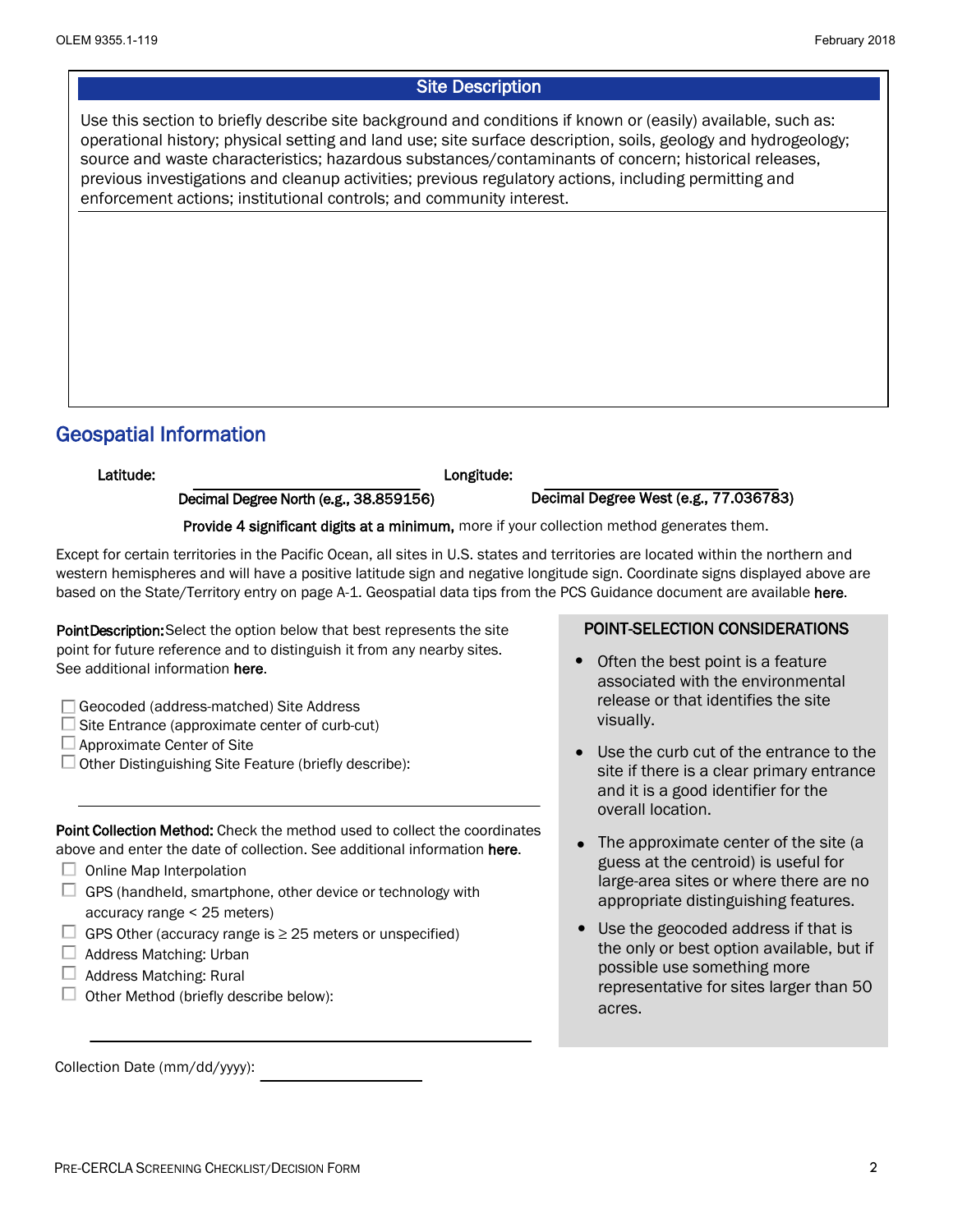## Site Description

Use this section to briefly describe site background and conditions if known or (easily) available, such as: operational history; physical setting and land use; site surface description, soils, geology and hydrogeology; source and waste characteristics; hazardous substances/contaminants of concern; historical releases, previous investigations and cleanup activities; previous regulatory actions, including permitting and enforcement actions; institutional controls; and community interest.

## Geospatial Information

**Latitude:** ____________________ **Longitude:** ____________________

**Decimal Degree North (e.g., 38.859156)** **Decimal Degree West (e.g., 77.036783)**

**Provide 4 significant digits at a minimum,** more if your collection method generates them.

Except for certain territories in the Pacific Ocean, all sites in U.S. states and territories are located within the northern and western hemispheres and will have a positive latitude sign and negative longitude sign. Coordinate signs displayed above are based on the State/Territory entry on page A-1. Geospatial data tips from the PCS Guidance document are available **here**.

**Point Description:** Select the option below that best represents the site point for future reference and to distinguish it from any nearby sites. See additional information **here**.

- ☐ Geocoded (address-matched) Site Address
- ☐ Site Entrance (approximate center of curb-cut)
- ☐ Approximate Center of Site
- ☐ Other Distinguishing Site Feature (briefly describe):

____________________

**Point Collection Method:** Check the method used to collect the coordinates above and enter the date of collection. See additional information **here**.

- ☐ Online Map Interpolation
- ☐ GPS (handheld, smartphone, other device or technology with accuracy range < 25 meters)
- ☐ GPS Other (accuracy range is ≥ 25 meters or unspecified)
- ☐ Address Matching: Urban
- ☐ Address Matching: Rural
- ☐ Other Method (briefly describe below):

____________________

Collection Date (mm/dd/yyyy): ____________________

### POINT-SELECTION CONSIDERATIONS

- Often the best point is a feature associated with the environmental release or that identifies the site visually.
- Use the curb cut of the entrance to the site if there is a clear primary entrance and it is a good identifier for the overall location.
- The approximate center of the site (a guess at the centroid) is useful for large-area sites or where there are no appropriate distinguishing features.
- Use the geocoded address if that is the only or best option available, but if possible use something more representative for sites larger than 50 acres.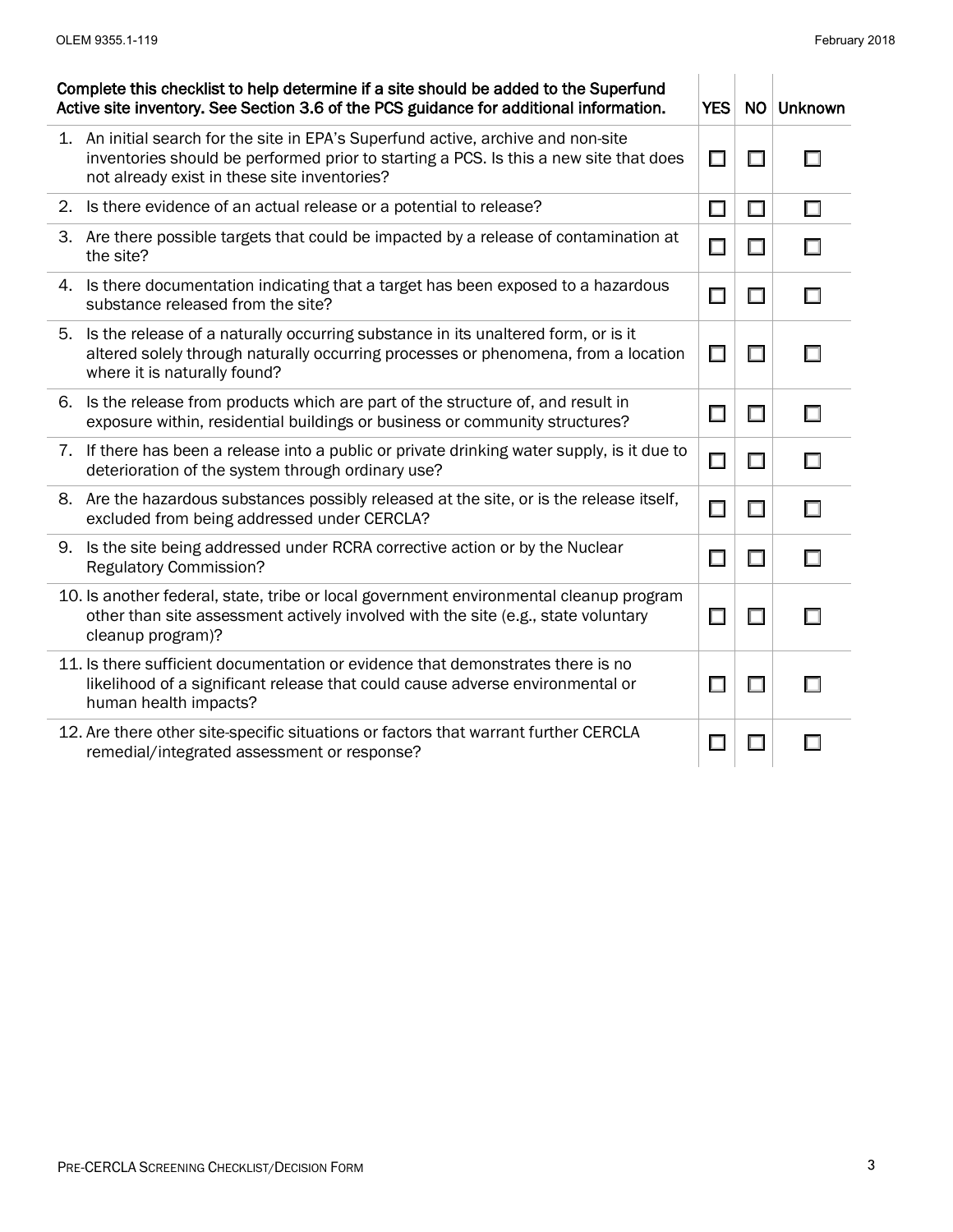| Complete this checklist to help determine if a site should be added to the Superfund Active site inventory. See Section 3.6 of the PCS guidance for additional information. | YES | NO | Unknown |
|---|---|---|---|
| 1. An initial search for the site in EPA's Superfund active, archive and non-site inventories should be performed prior to starting a PCS. Is this a new site that does not already exist in these site inventories? | ☐ | ☐ | ☐ |
| 2. Is there evidence of an actual release or a potential to release? | ☐ | ☐ | ☐ |
| 3. Are there possible targets that could be impacted by a release of contamination at the site? | ☐ | ☐ | ☐ |
| 4. Is there documentation indicating that a target has been exposed to a hazardous substance released from the site? | ☐ | ☐ | ☐ |
| 5. Is the release of a naturally occurring substance in its unaltered form, or is it altered solely through naturally occurring processes or phenomena, from a location where it is naturally found? | ☐ | ☐ | ☐ |
| 6. Is the release from products which are part of the structure of, and result in exposure within, residential buildings or business or community structures? | ☐ | ☐ | ☐ |
| 7. If there has been a release into a public or private drinking water supply, is it due to deterioration of the system through ordinary use? | ☐ | ☐ | ☐ |
| 8. Are the hazardous substances possibly released at the site, or is the release itself, excluded from being addressed under CERCLA? | ☐ | ☐ | ☐ |
| 9. Is the site being addressed under RCRA corrective action or by the Nuclear Regulatory Commission? | ☐ | ☐ | ☐ |
| 10. Is another federal, state, tribe or local government environmental cleanup program other than site assessment actively involved with the site (e.g., state voluntary cleanup program)? | ☐ | ☐ | ☐ |
| 11. Is there sufficient documentation or evidence that demonstrates there is no likelihood of a significant release that could cause adverse environmental or human health impacts? | ☐ | ☐ | ☐ |
| 12. Are there other site-specific situations or factors that warrant further CERCLA remedial/integrated assessment or response? | ☐ | ☐ | ☐ |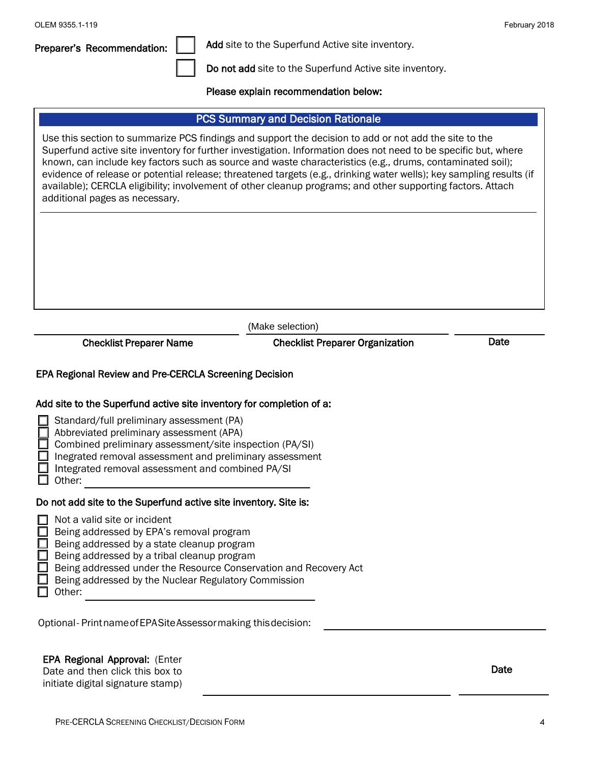**Preparer's Recommendation:**

☐ **Add** site to the Superfund Active site inventory.

☐ **Do not add** site to the Superfund Active site inventory.

**Please explain recommendation below:**

## PCS Summary and Decision Rationale

Use this section to summarize PCS findings and support the decision to add or not add the site to the Superfund active site inventory for further investigation. Information does not need to be specific but, where known, can include key factors such as source and waste characteristics (e.g., drums, contaminated soil); evidence of release or potential release; threatened targets (e.g., drinking water wells); key sampling results (if available); CERCLA eligibility; involvement of other cleanup programs; and other supporting factors. Attach additional pages as necessary.

| Checklist Preparer Name | Checklist Preparer Organization | Date |
|---|---|---|
| | (Make selection) | |

**EPA Regional Review and Pre-CERCLA Screening Decision**

**Add site to the Superfund active site inventory for completion of a:**

- ☐ Standard/full preliminary assessment (PA)
- ☐ Abbreviated preliminary assessment (APA)
- ☐ Combined preliminary assessment/site inspection (PA/SI)
- ☐ Ingrated removal assessment and preliminary assessment
- ☐ Integrated removal assessment and combined PA/SI
- ☐ Other: \_\_\_\_\_\_\_\_\_\_\_\_\_\_\_\_\_\_\_\_

**Do not add site to the Superfund active site inventory. Site is:**

- ☐ Not a valid site or incident
- ☐ Being addressed by EPA's removal program
- ☐ Being addressed by a state cleanup program
- ☐ Being addressed by a tribal cleanup program
- ☐ Being addressed under the Resource Conservation and Recovery Act
- ☐ Being addressed by the Nuclear Regulatory Commission
- ☐ Other: \_\_\_\_\_\_\_\_\_\_\_\_\_\_\_\_\_\_\_\_

Optional - Print name of EPA Site Assessor making this decision: \_\_\_\_\_\_\_\_\_\_\_\_\_\_\_\_\_\_\_\_

**EPA Regional Approval:** (Enter Date and then click this box to initiate digital signature stamp) \_\_\_\_\_\_\_\_\_\_\_\_\_\_\_\_\_\_\_\_ **Date** \_\_\_\_\_\_\_\_\_\_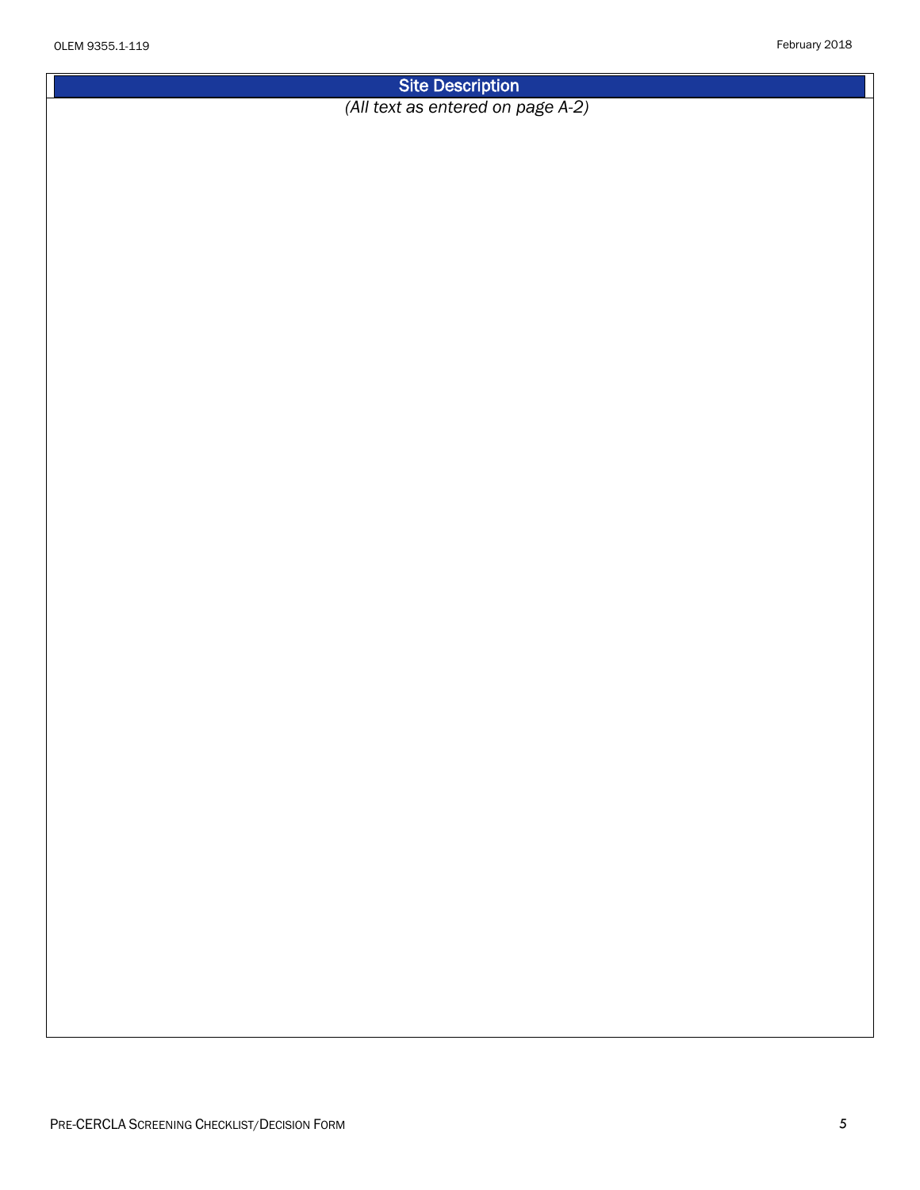## Site Description

*(All text as entered on page A-2)*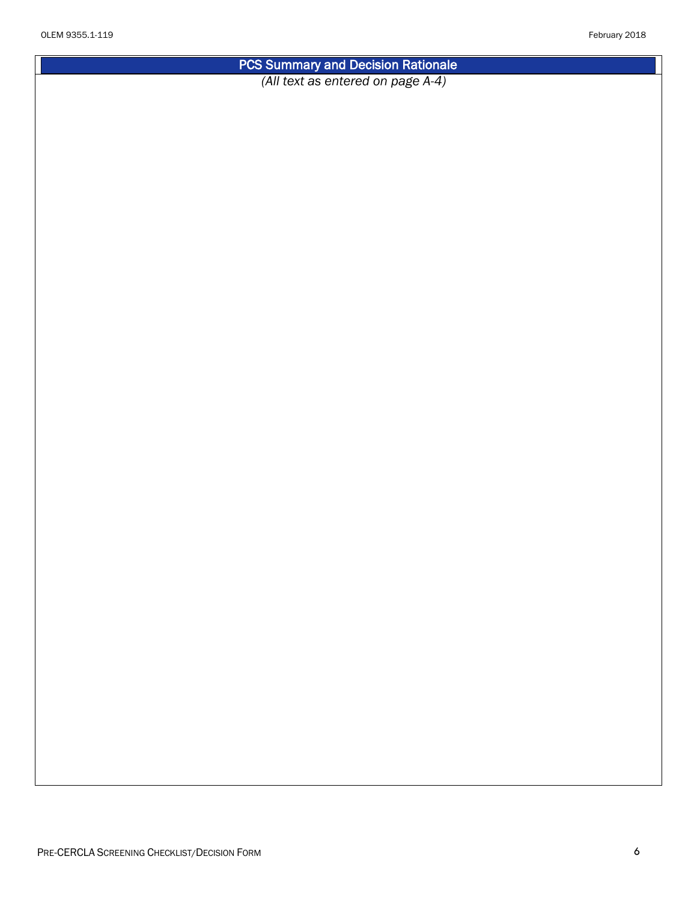## PCS Summary and Decision Rationale

*(All text as entered on page A-4)*